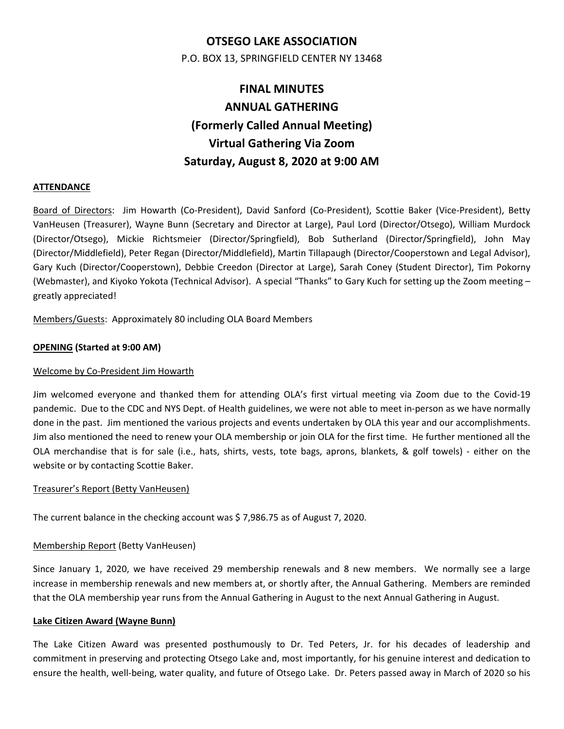# OTSEGO LAKE ASSOCIATION

P.O. BOX 13, SPRINGFIELD CENTER NY 13468

## FINAL MINUTES
## ANNUAL GATHERING
## (Formerly Called Annual Meeting)
## Virtual Gathering Via Zoom
## Saturday, August 8, 2020 at 9:00 AM

### ATTENDANCE

Board of Directors: Jim Howarth (Co-President), David Sanford (Co-President), Scottie Baker (Vice-President), Betty VanHeusen (Treasurer), Wayne Bunn (Secretary and Director at Large), Paul Lord (Director/Otsego), William Murdock (Director/Otsego), Mickie Richtsmeier (Director/Springfield), Bob Sutherland (Director/Springfield), John May (Director/Middlefield), Peter Regan (Director/Middlefield), Martin Tillapaugh (Director/Cooperstown and Legal Advisor), Gary Kuch (Director/Cooperstown), Debbie Creedon (Director at Large), Sarah Coney (Student Director), Tim Pokorny (Webmaster), and Kiyoko Yokota (Technical Advisor). A special "Thanks" to Gary Kuch for setting up the Zoom meeting – greatly appreciated!

Members/Guests: Approximately 80 including OLA Board Members

### OPENING (Started at 9:00 AM)

Welcome by Co-President Jim Howarth

Jim welcomed everyone and thanked them for attending OLA's first virtual meeting via Zoom due to the Covid-19 pandemic. Due to the CDC and NYS Dept. of Health guidelines, we were not able to meet in-person as we have normally done in the past. Jim mentioned the various projects and events undertaken by OLA this year and our accomplishments. Jim also mentioned the need to renew your OLA membership or join OLA for the first time. He further mentioned all the OLA merchandise that is for sale (i.e., hats, shirts, vests, tote bags, aprons, blankets, & golf towels) - either on the website or by contacting Scottie Baker.

Treasurer's Report (Betty VanHeusen)

The current balance in the checking account was $ 7,986.75 as of August 7, 2020.

Membership Report (Betty VanHeusen)

Since January 1, 2020, we have received 29 membership renewals and 8 new members. We normally see a large increase in membership renewals and new members at, or shortly after, the Annual Gathering. Members are reminded that the OLA membership year runs from the Annual Gathering in August to the next Annual Gathering in August.

### Lake Citizen Award (Wayne Bunn)

The Lake Citizen Award was presented posthumously to Dr. Ted Peters, Jr. for his decades of leadership and commitment in preserving and protecting Otsego Lake and, most importantly, for his genuine interest and dedication to ensure the health, well-being, water quality, and future of Otsego Lake. Dr. Peters passed away in March of 2020 so his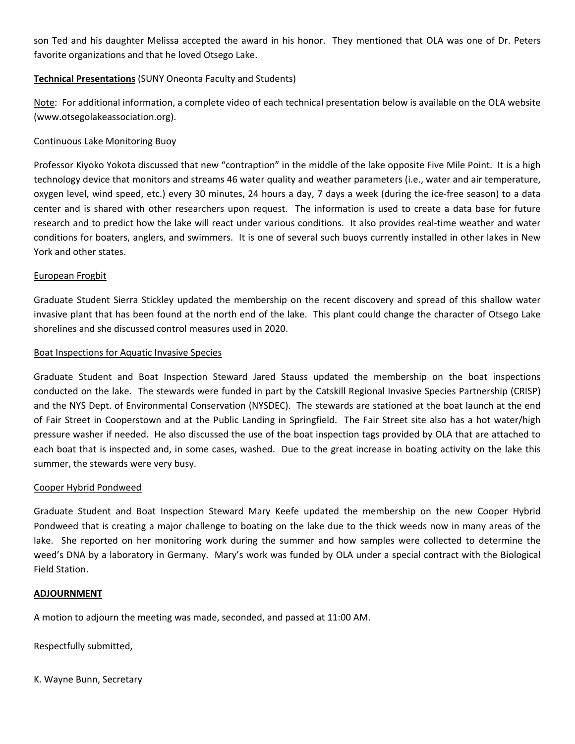son Ted and his daughter Melissa accepted the award in his honor. They mentioned that OLA was one of Dr. Peters favorite organizations and that he loved Otsego Lake.

**Technical Presentations** (SUNY Oneonta Faculty and Students)

Note: For additional information, a complete video of each technical presentation below is available on the OLA website (www.otsegolakeassociation.org).

Continuous Lake Monitoring Buoy

Professor Kiyoko Yokota discussed that new "contraption" in the middle of the lake opposite Five Mile Point. It is a high technology device that monitors and streams 46 water quality and weather parameters (i.e., water and air temperature, oxygen level, wind speed, etc.) every 30 minutes, 24 hours a day, 7 days a week (during the ice-free season) to a data center and is shared with other researchers upon request. The information is used to create a data base for future research and to predict how the lake will react under various conditions. It also provides real-time weather and water conditions for boaters, anglers, and swimmers. It is one of several such buoys currently installed in other lakes in New York and other states.

European Frogbit

Graduate Student Sierra Stickley updated the membership on the recent discovery and spread of this shallow water invasive plant that has been found at the north end of the lake. This plant could change the character of Otsego Lake shorelines and she discussed control measures used in 2020.

Boat Inspections for Aquatic Invasive Species

Graduate Student and Boat Inspection Steward Jared Stauss updated the membership on the boat inspections conducted on the lake. The stewards were funded in part by the Catskill Regional Invasive Species Partnership (CRISP) and the NYS Dept. of Environmental Conservation (NYSDEC). The stewards are stationed at the boat launch at the end of Fair Street in Cooperstown and at the Public Landing in Springfield. The Fair Street site also has a hot water/high pressure washer if needed. He also discussed the use of the boat inspection tags provided by OLA that are attached to each boat that is inspected and, in some cases, washed. Due to the great increase in boating activity on the lake this summer, the stewards were very busy.

Cooper Hybrid Pondweed

Graduate Student and Boat Inspection Steward Mary Keefe updated the membership on the new Cooper Hybrid Pondweed that is creating a major challenge to boating on the lake due to the thick weeds now in many areas of the lake. She reported on her monitoring work during the summer and how samples were collected to determine the weed's DNA by a laboratory in Germany. Mary's work was funded by OLA under a special contract with the Biological Field Station.

**ADJOURNMENT**

A motion to adjourn the meeting was made, seconded, and passed at 11:00 AM.

Respectfully submitted,

K. Wayne Bunn, Secretary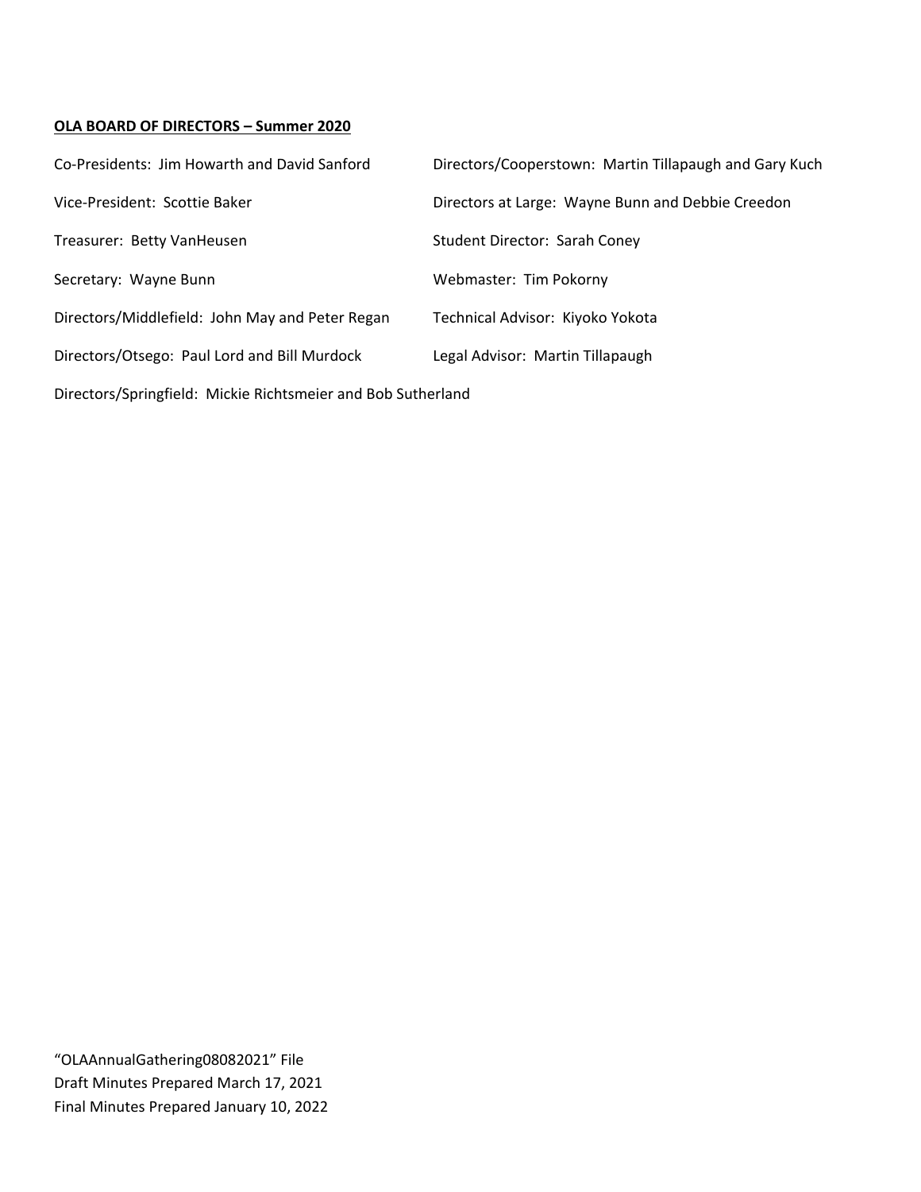**OLA BOARD OF DIRECTORS – Summer 2020**

Co-Presidents: Jim Howarth and David Sanford

Vice-President: Scottie Baker

Treasurer: Betty VanHeusen

Secretary: Wayne Bunn

Directors/Middlefield: John May and Peter Regan

Directors/Otsego: Paul Lord and Bill Murdock

Directors/Springfield: Mickie Richtsmeier and Bob Sutherland

Directors/Cooperstown: Martin Tillapaugh and Gary Kuch

Directors at Large: Wayne Bunn and Debbie Creedon

Student Director: Sarah Coney

Webmaster: Tim Pokorny

Technical Advisor: Kiyoko Yokota

Legal Advisor: Martin Tillapaugh

"OLAAnnualGathering08082021" File
Draft Minutes Prepared March 17, 2021
Final Minutes Prepared January 10, 2022